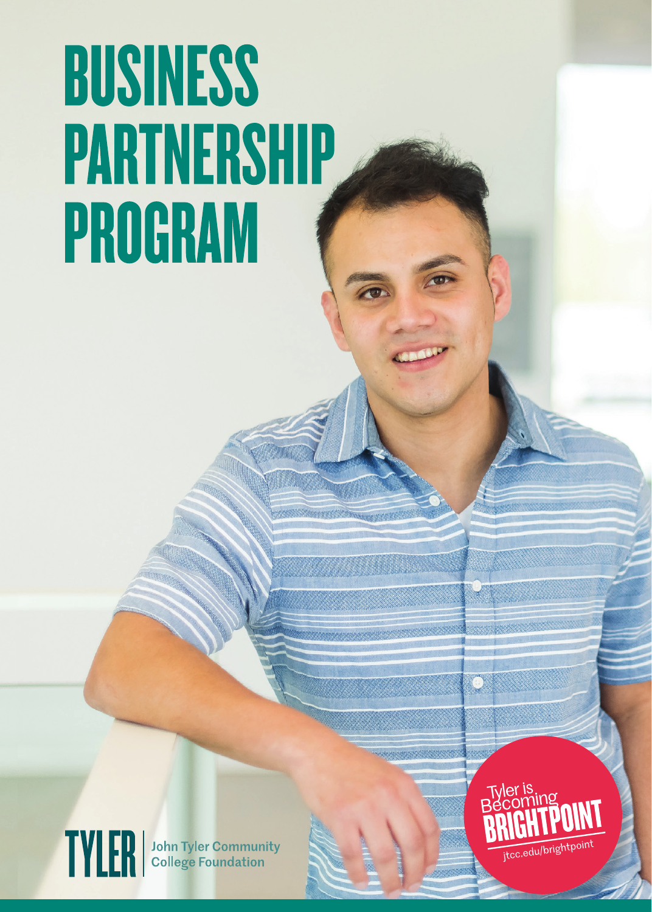# BUSINESS PARTNERSHIP PROGRAM

TYLER | John Tyler Community College Foundation

Tyler is Becoming BRIGHTPOINT

jtcc.edu/brightpoint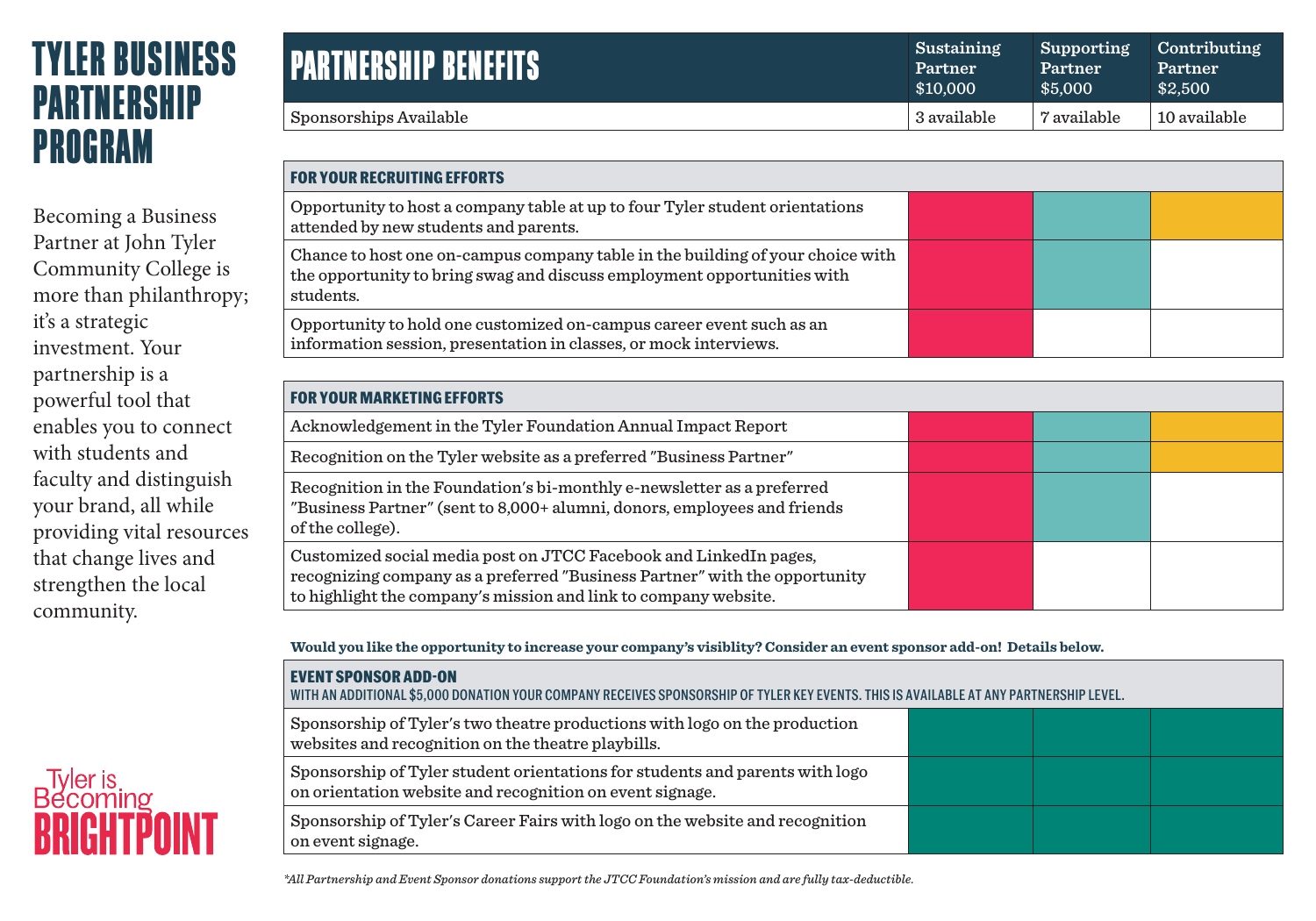# TYLER BUSINESS PARTNERSHIP PROGRAM

Becoming a Business Partner at John Tyler Community College is more than philanthropy; it's a strategic investment. Your partnership is a powerful tool that enables you to connect with students and faculty and distinguish your brand, all while providing vital resources that change lives and strengthen the local community.

| PARTNERSHIP BENEFITS | Sustaining Partner $10,000 | Supporting Partner $5,000 | Contributing Partner $2,500 |
|---|---|---|---|
| Sponsorships Available | 3 available | 7 available | 10 available |
| **FOR YOUR RECRUITING EFFORTS** | | | |
| Opportunity to host a company table at up to four Tyler student orientations attended by new students and parents. | ✓ | ✓ | ✓ |
| Chance to host one on-campus company table in the building of your choice with the opportunity to bring swag and discuss employment opportunities with students. | ✓ | ✓ | |
| Opportunity to hold one customized on-campus career event such as an information session, presentation in classes, or mock interviews. | ✓ | | |
| **FOR YOUR MARKETING EFFORTS** | | | |
| Acknowledgement in the Tyler Foundation Annual Impact Report | ✓ | ✓ | ✓ |
| Recognition on the Tyler website as a preferred "Business Partner" | ✓ | ✓ | ✓ |
| Recognition in the Foundation's bi-monthly e-newsletter as a preferred "Business Partner" (sent to 8,000+ alumni, donors, employees and friends of the college). | ✓ | ✓ | |
| Customized social media post on JTCC Facebook and LinkedIn pages, recognizing company as a preferred "Business Partner" with the opportunity to highlight the company's mission and link to company website. | ✓ | | |

**Would you like the opportunity to increase your company's visiblity? Consider an event sponsor add-on! Details below.**

| EVENT SPONSOR ADD-ON<br>WITH AN ADDITIONAL $5,000 DONATION YOUR COMPANY RECEIVES SPONSORSHIP OF TYLER KEY EVENTS. THIS IS AVAILABLE AT ANY PARTNERSHIP LEVEL. | Sustaining Partner | Supporting Partner | Contributing Partner |
|---|---|---|---|
| Sponsorship of Tyler's two theatre productions with logo on the production websites and recognition on the theatre playbills. | ✓ | ✓ | ✓ |
| Sponsorship of Tyler student orientations for students and parents with logo on orientation website and recognition on event signage. | ✓ | ✓ | ✓ |
| Sponsorship of Tyler's Career Fairs with logo on the website and recognition on event signage. | ✓ | ✓ | ✓ |

*\*All Partnership and Event Sponsor donations support the JTCC Foundation's mission and are fully tax-deductible.*

Tyler is Becoming BRIGHTPOINT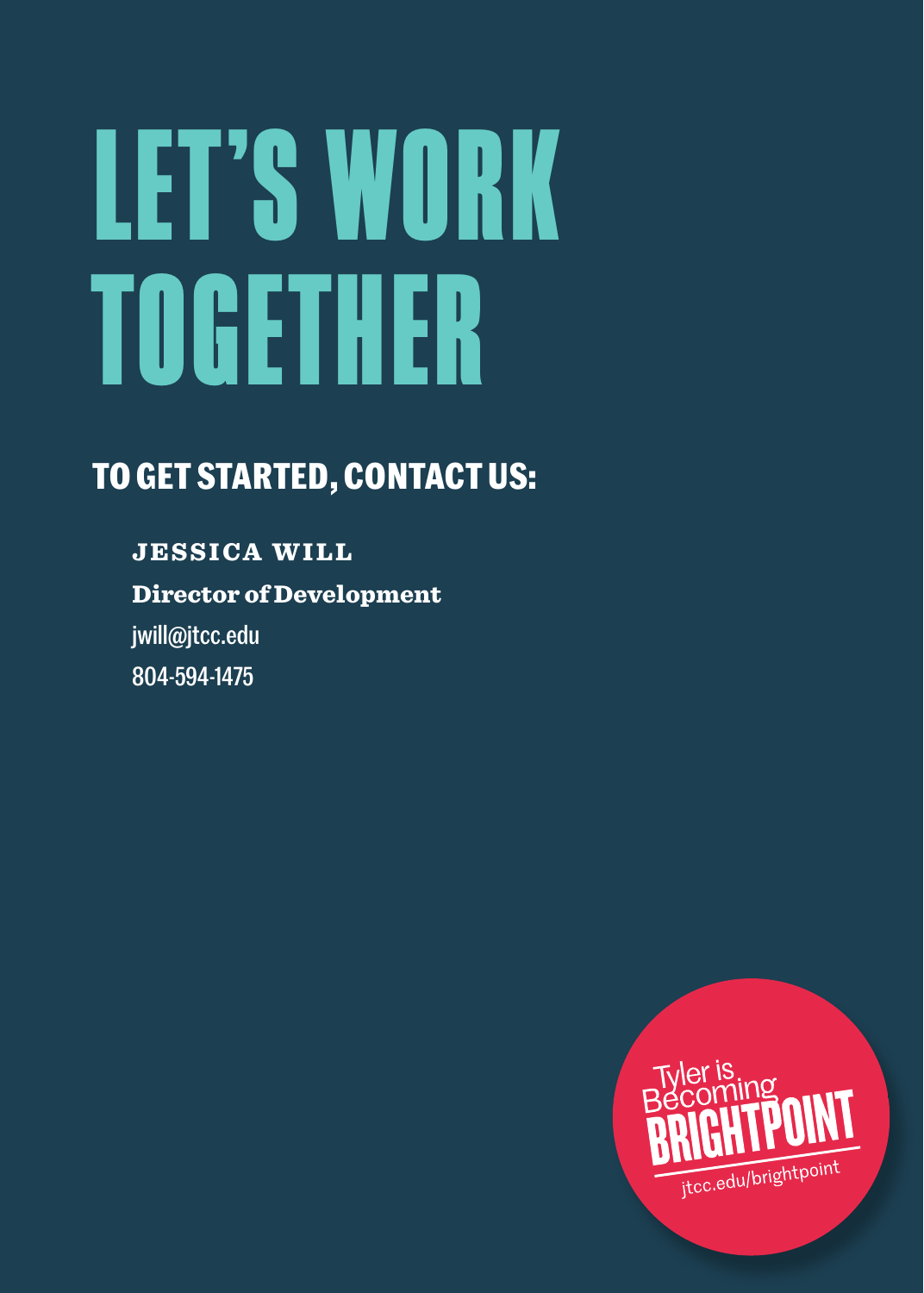# LET'S WORK TOGETHER

## TO GET STARTED, CONTACT US:

**JESSICA WILL**

**Director of Development**

jwill@jtcc.edu

804-594-1475

Tyler is Becoming BRIGHTPOINT

jtcc.edu/brightpoint